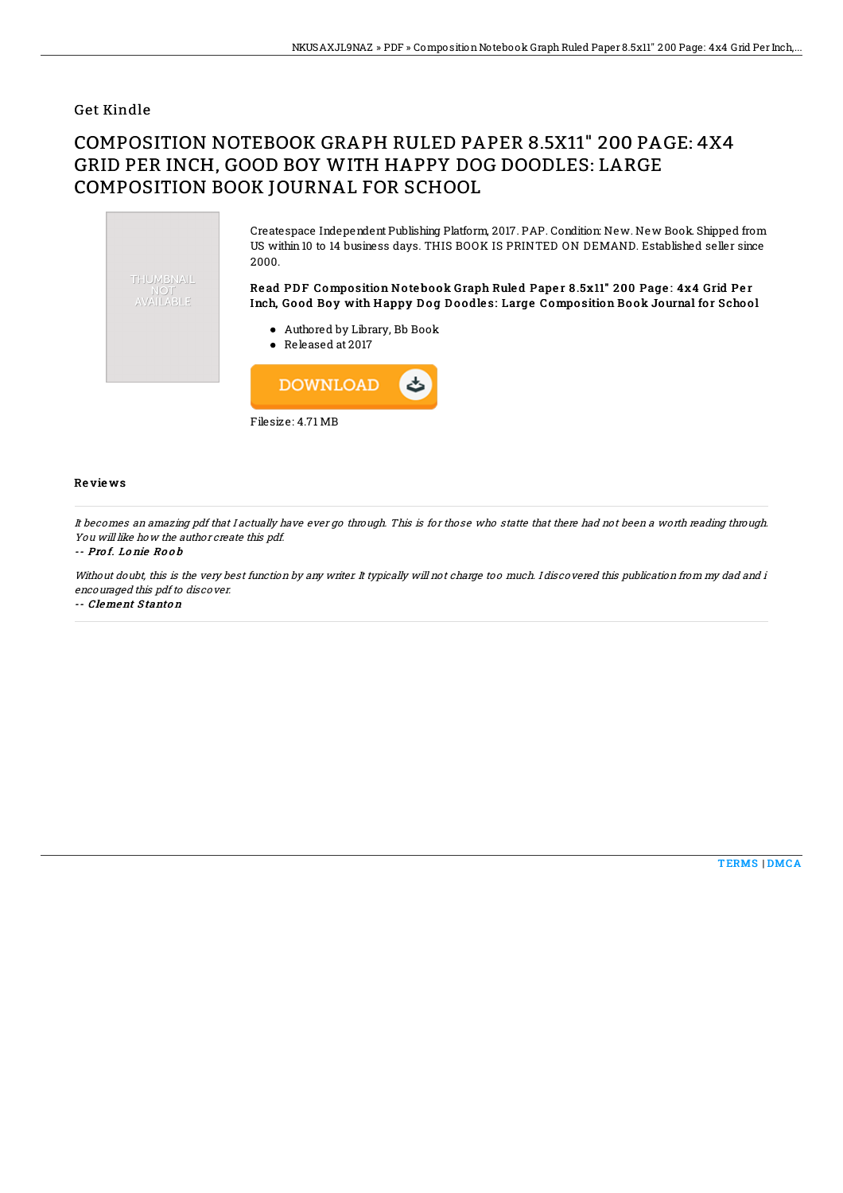Get Kindle

# COMPOSITION NOTEBOOK GRAPH RULED PAPER 8.5X11" 200 PAGE: 4X4 GRID PER INCH, GOOD BOY WITH HAPPY DOG DOODLES: LARGE COMPOSITION BOOK JOURNAL FOR SCHOOL

THUMBNAIL NOT AVAILABLE

Createspace Independent Publishing Platform, 2017. PAP. Condition: New. New Book. Shipped from US within 10 to 14 business days. THIS BOOK IS PRINTED ON DEMAND. Established seller since 2000.

**Read PDF Composition Notebook Graph Ruled Paper 8.5x11" 200 Page: 4x4 Grid Per Inch, Good Boy with Happy Dog Doodles: Large Composition Book Journal for School**

- Authored by Library, Bb Book
- Released at 2017

DOWNLOAD

Filesize: 4.71 MB

## Reviews

*It becomes an amazing pdf that I actually have ever go through. This is for those who statte that there had not been a worth reading through. You will like how the author create this pdf.*

-- ***Prof. Lonie Roob***

*Without doubt, this is the very best function by any writer. It typically will not charge too much. I discovered this publication from my dad and i encouraged this pdf to discover.*

-- ***Clement Stanton***

TERMS | DMCA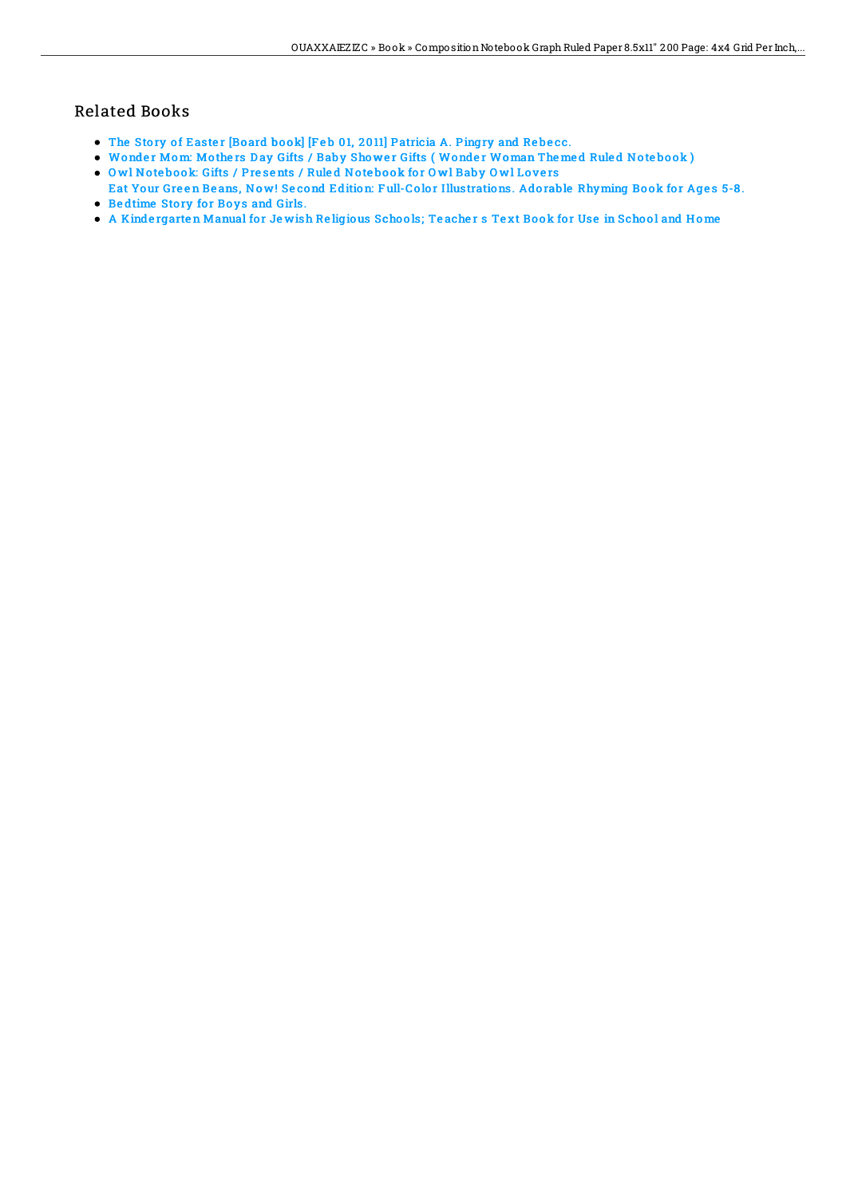## Related Books

- The Story of Easter [Board book] [Feb 01, 2011] Patricia A. Pingry and Rebecc.
- Wonder Mom: Mothers Day Gifts / Baby Shower Gifts ( Wonder Woman Themed Ruled Notebook )
- Owl Notebook: Gifts / Presents / Ruled Notebook for Owl Baby Owl Lovers
  Eat Your Green Beans, Now! Second Edition: Full-Color Illustrations. Adorable Rhyming Book for Ages 5-8.
- Bedtime Story for Boys and Girls.
- A Kindergarten Manual for Jewish Religious Schools; Teacher s Text Book for Use in School and Home